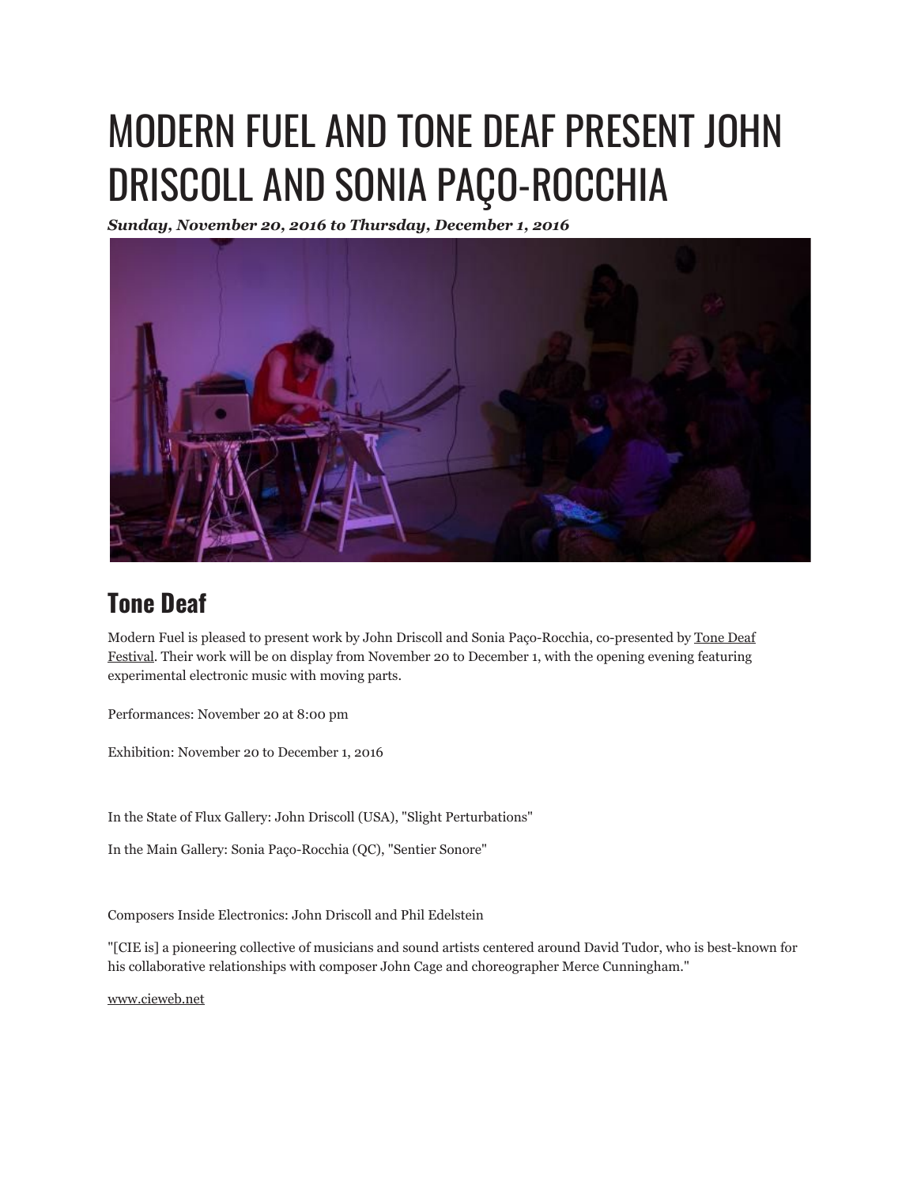# MODERN FUEL AND TONE DEAF PRESENT JOHN DRISCOLL AND SONIA PAÇO-ROCCHIA

***Sunday, November 20, 2016 to Thursday, December 1, 2016***

## Tone Deaf

Modern Fuel is pleased to present work by John Driscoll and Sonia Paço-Rocchia, co-presented by Tone Deaf Festival. Their work will be on display from November 20 to December 1, with the opening evening featuring experimental electronic music with moving parts.

Performances: November 20 at 8:00 pm

Exhibition: November 20 to December 1, 2016

In the State of Flux Gallery: John Driscoll (USA), "Slight Perturbations"

In the Main Gallery: Sonia Paço-Rocchia (QC), "Sentier Sonore"

Composers Inside Electronics: John Driscoll and Phil Edelstein

"[CIE is] a pioneering collective of musicians and sound artists centered around David Tudor, who is best-known for his collaborative relationships with composer John Cage and choreographer Merce Cunningham."

www.cieweb.net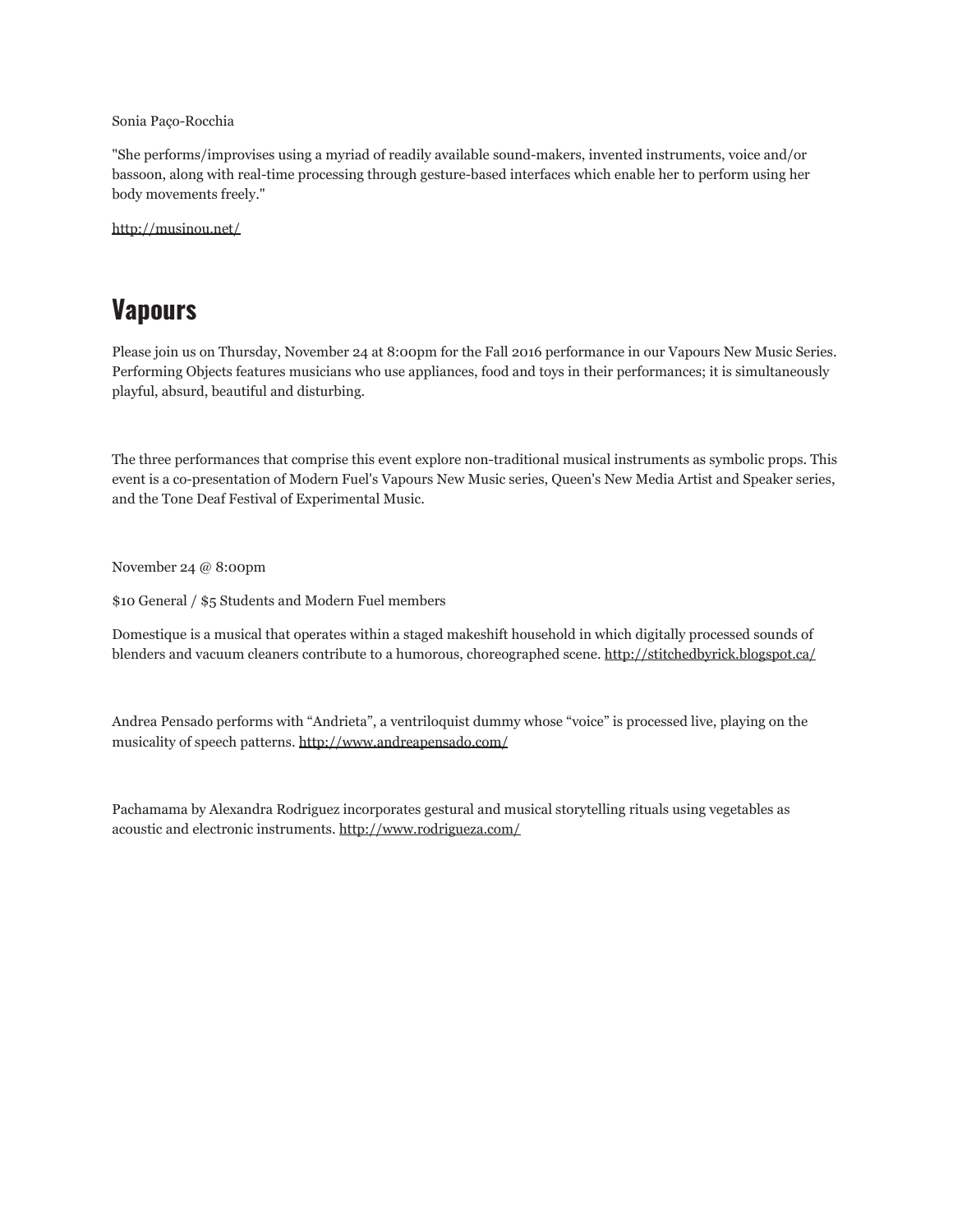Sonia Paço-Rocchia

"She performs/improvises using a myriad of readily available sound-makers, invented instruments, voice and/or bassoon, along with real-time processing through gesture-based interfaces which enable her to perform using her body movements freely."

http://musinou.net/

# Vapours

Please join us on Thursday, November 24 at 8:00pm for the Fall 2016 performance in our Vapours New Music Series. Performing Objects features musicians who use appliances, food and toys in their performances; it is simultaneously playful, absurd, beautiful and disturbing.

The three performances that comprise this event explore non-traditional musical instruments as symbolic props. This event is a co-presentation of Modern Fuel's Vapours New Music series, Queen's New Media Artist and Speaker series, and the Tone Deaf Festival of Experimental Music.

November 24 @ 8:00pm

$10 General / $5 Students and Modern Fuel members

Domestique is a musical that operates within a staged makeshift household in which digitally processed sounds of blenders and vacuum cleaners contribute to a humorous, choreographed scene. http://stitchedbyrick.blogspot.ca/

Andrea Pensado performs with "Andrieta", a ventriloquist dummy whose "voice" is processed live, playing on the musicality of speech patterns. http://www.andreapensado.com/

Pachamama by Alexandra Rodriguez incorporates gestural and musical storytelling rituals using vegetables as acoustic and electronic instruments. http://www.rodrigueza.com/